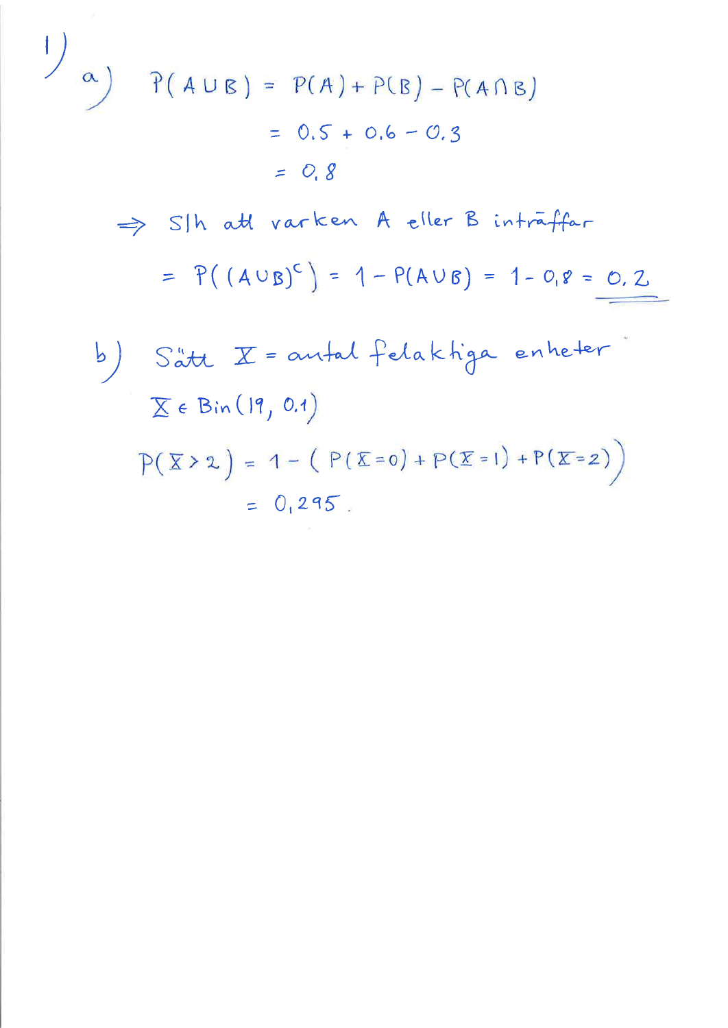1)

a) $P(A \cup B) = P(A) + P(B) - P(A \cap B)$

$= 0.5 + 0.6 - 0.3$

$= 0.8$

$\Rightarrow$ S/h att varken A eller B inträffar

$= P((A \cup B)^c) = 1 - P(A \cup B) = 1 - 0{,}8 = \underline{\underline{0{,}2}}$

b) Sätt $X$ = antal felaktiga enheter

$X \in \text{Bin}(19, 0.1)$

$P(X > 2) = 1 - (P(X=0) + P(X=1) + P(X=2))$

$= 0{,}295.$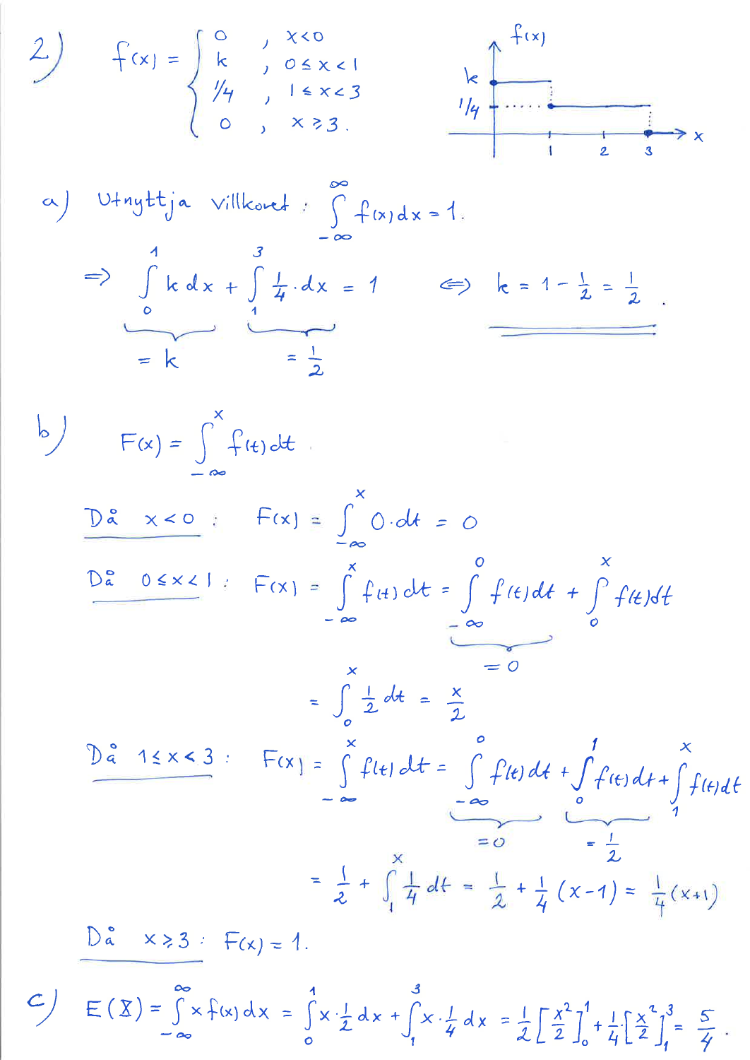2)
$$f(x) = \begin{cases} 0 & , \ x<0 \\ k & , \ 0 \le x < 1 \\ 1/4 & , \ 1 \le x < 3 \\ 0 & , \ x \ge 3. \end{cases}$$

a) Utnyttja villkoret: $\int_{-\infty}^{\infty} f(x)\,dx = 1$.

$$\Rightarrow \underbrace{\int_0^1 k\,dx}_{=k} + \underbrace{\int_1^3 \frac{1}{4}\cdot dx}_{=\frac{1}{2}} = 1 \quad \Leftrightarrow \quad k = 1 - \frac{1}{2} = \frac{1}{2}.$$

b) $$F(x) = \int_{-\infty}^{x} f(t)\,dt$$

Då $x<0$: $$F(x) = \int_{-\infty}^{x} 0\cdot dt = 0$$

Då $0 \le x < 1$: $$F(x) = \int_{-\infty}^{x} f(t)\,dt = \underbrace{\int_{-\infty}^{0} f(t)\,dt}_{=0} + \int_0^x f(t)\,dt$$

$$= \int_0^x \frac{1}{2}\,dt = \frac{x}{2}$$

Då $1 \le x < 3$: $$F(x) = \int_{-\infty}^{x} f(t)\,dt = \underbrace{\int_{-\infty}^{0} f(t)\,dt}_{=0} + \underbrace{\int_0^1 f(t)\,dt}_{=\frac{1}{2}} + \int_1^x f(t)\,dt$$

$$= \frac{1}{2} + \int_1^x \frac{1}{4}\,dt = \frac{1}{2} + \frac{1}{4}(x-1) = \frac{1}{4}(x+1)$$

Då $x \ge 3$: $F(x) = 1$.

c) $$E(X) = \int_{-\infty}^{\infty} x f(x)\,dx = \int_0^1 x\cdot\frac{1}{2}\,dx + \int_1^3 x\cdot\frac{1}{4}\,dx = \frac{1}{2}\left[\frac{x^2}{2}\right]_0^1 + \frac{1}{4}\left[\frac{x^2}{2}\right]_1^3 = \frac{5}{4}.$$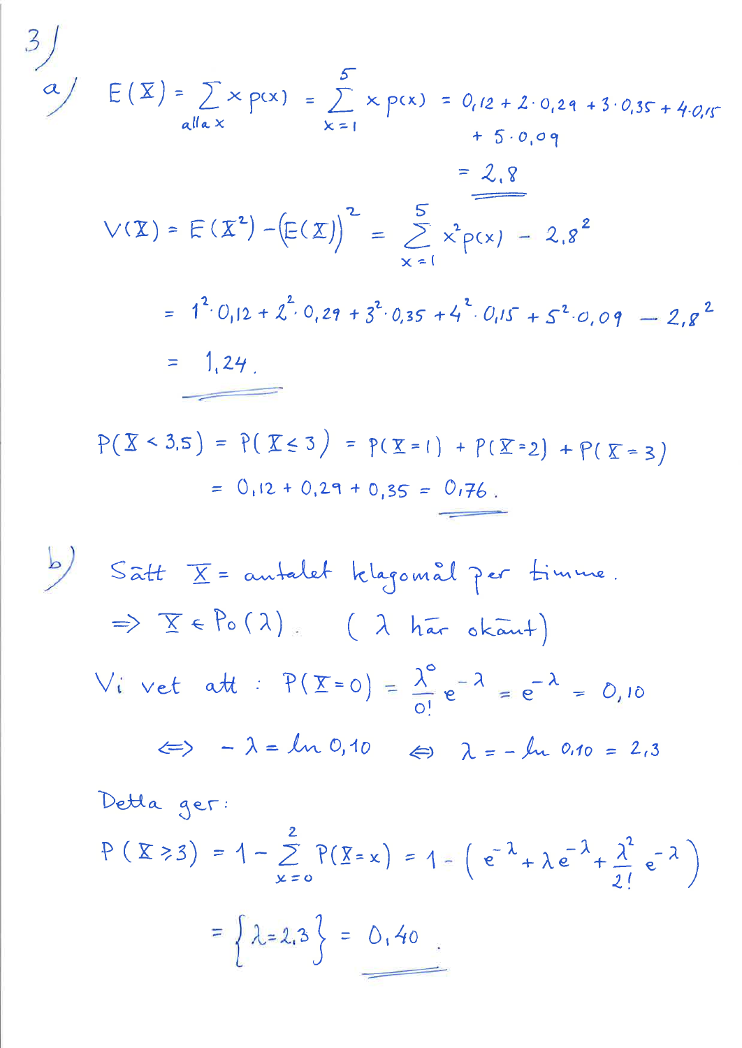3)

a) $E(X) = \sum_{\text{alla } x} x\, p(x) = \sum_{x=1}^{5} x\, p(x) = 0{,}12 + 2 \cdot 0{,}29 + 3 \cdot 0{,}35 + 4 \cdot 0{,}15 + 5 \cdot 0{,}09$

$= \underline{\underline{2{,}8}}$

$V(X) = E(X^2) - (E(X))^2 = \sum_{x=1}^{5} x^2 p(x) - 2{,}8^2$

$= 1^2 \cdot 0{,}12 + 2^2 \cdot 0{,}29 + 3^2 \cdot 0{,}35 + 4^2 \cdot 0{,}15 + 5^2 \cdot 0{,}09 - 2{,}8^2$

$= \underline{\underline{1{,}24}}.$

$P(X < 3{,}5) = P(X \leq 3) = P(X=1) + P(X=2) + P(X=3)$

$= 0{,}12 + 0{,}29 + 0{,}35 = \underline{\underline{0{,}76}}.$

b) Sätt $X$ = antalet klagomål per timme.

$\Rightarrow X \in Po(\lambda)$. ($\lambda$ här okänt)

Vi vet att: $P(X=0) = \frac{\lambda^0}{0!} e^{-\lambda} = e^{-\lambda} = 0{,}10$

$\Leftrightarrow \quad -\lambda = \ln 0{,}10 \quad \Leftrightarrow \quad \lambda = -\ln 0{,}10 = 2{,}3$

Detta ger:

$P(X \geq 3) = 1 - \sum_{x=0}^{2} P(X=x) = 1 - \left(e^{-\lambda} + \lambda e^{-\lambda} + \frac{\lambda^2}{2!} e^{-\lambda}\right)$

$= \{\lambda = 2{,}3\} = \underline{\underline{0{,}40}}.$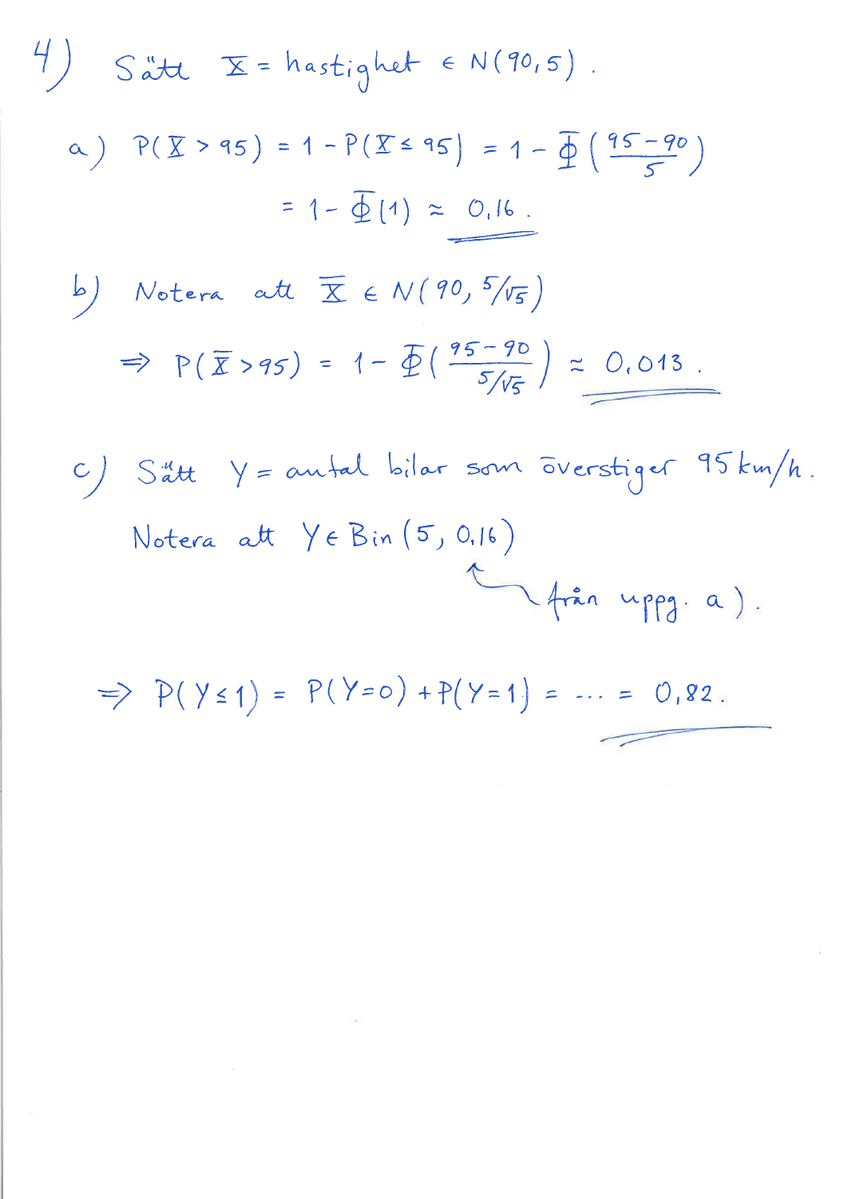4) Sätt $X$ = hastighet $\in N(90, 5)$.

a) $P(X > 95) = 1 - P(X \leq 95) = 1 - \Phi\left(\frac{95-90}{5}\right)$

$= 1 - \Phi(1) \approx \underline{0,16}$.

b) Notera att $\bar{X} \in N(90, 5/\sqrt{5})$

$\Rightarrow P(\bar{X} > 95) = 1 - \Phi\left(\frac{95-90}{5/\sqrt{5}}\right) \approx \underline{0,013}$.

c) Sätt $Y$ = antal bilar som överstiger 95 km/h.

Notera att $Y \in Bin(5, 0,16)$

(0,16 från uppg. a).)

$\Rightarrow P(Y \leq 1) = P(Y = 0) + P(Y = 1) = \ldots = \underline{0,82}$.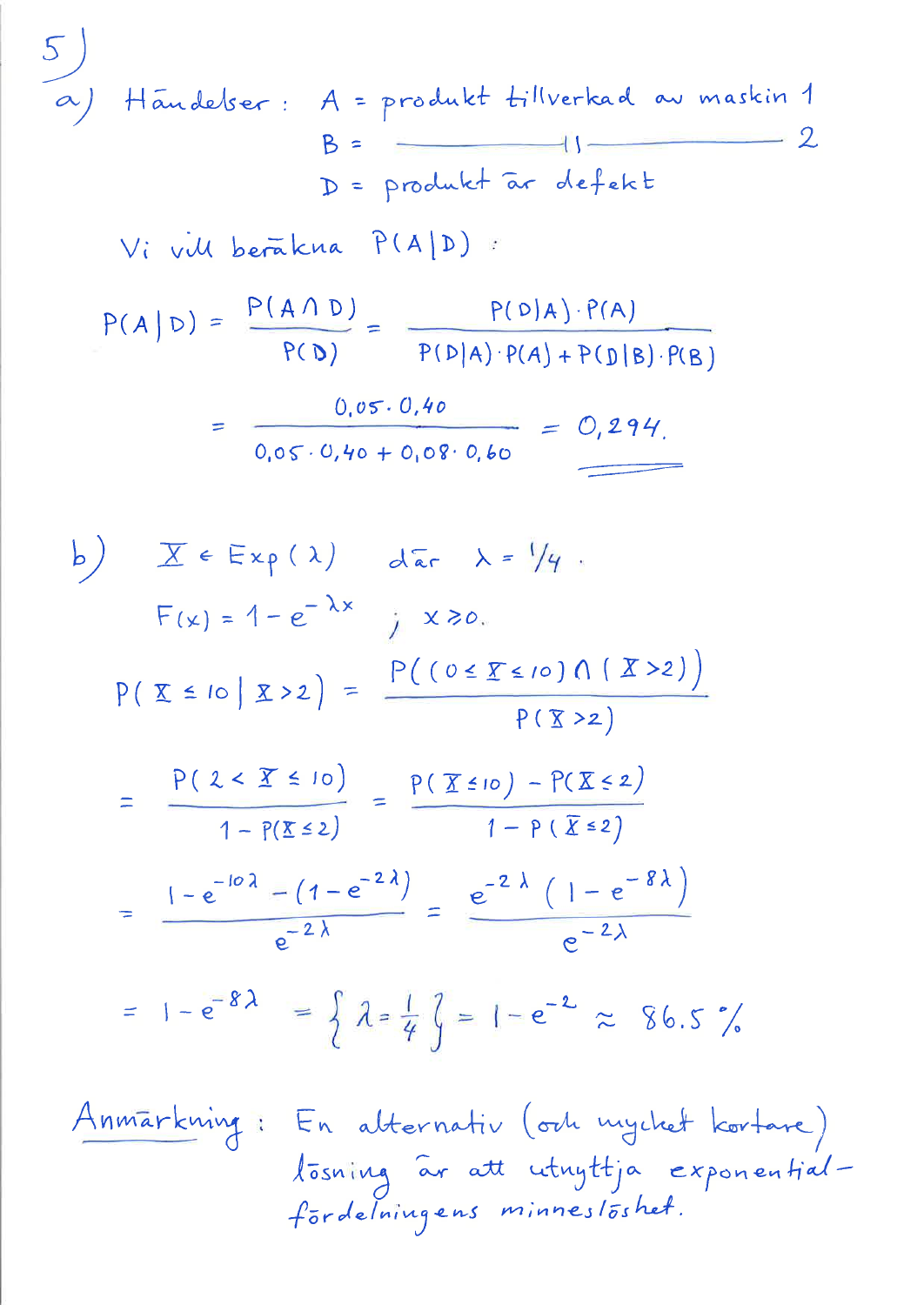5)

a) Händelser: $A$ = produkt tillverkad av maskin 1

$B$ = ——— " ——— 2

$D$ = produkt är defekt

Vi vill beräkna $P(A|D)$:

$$P(A|D) = \frac{P(A \cap D)}{P(D)} = \frac{P(D|A) \cdot P(A)}{P(D|A) \cdot P(A) + P(D|B) \cdot P(B)}$$

$$= \frac{0{,}05 \cdot 0{,}40}{0{,}05 \cdot 0{,}40 + 0{,}08 \cdot 0{,}60} = \underline{\underline{0{,}294}}.$$

b) $X \in \text{Exp}(\lambda)$ där $\lambda = 1/4$.

$F(x) = 1 - e^{-\lambda x}$ ; $x \geq 0$.

$$P(X \leq 10 \mid X > 2) = \frac{P((0 \leq X \leq 10) \cap (X > 2))}{P(X > 2)}$$

$$= \frac{P(2 < X \leq 10)}{1 - P(X \leq 2)} = \frac{P(X \leq 10) - P(X \leq 2)}{1 - P(X \leq 2)}$$

$$= \frac{1 - e^{-10\lambda} - (1 - e^{-2\lambda})}{e^{-2\lambda}} = \frac{e^{-2\lambda}(1 - e^{-8\lambda})}{e^{-2\lambda}}$$

$$= 1 - e^{-8\lambda} = \left\{ \lambda = \frac{1}{4} \right\} = 1 - e^{-2} \approx 86.5\,\%$$

<u>Anmärkning</u>: En alternativ (och mycket kortare) lösning är att utnyttja exponentialfördelningens minneslöshet.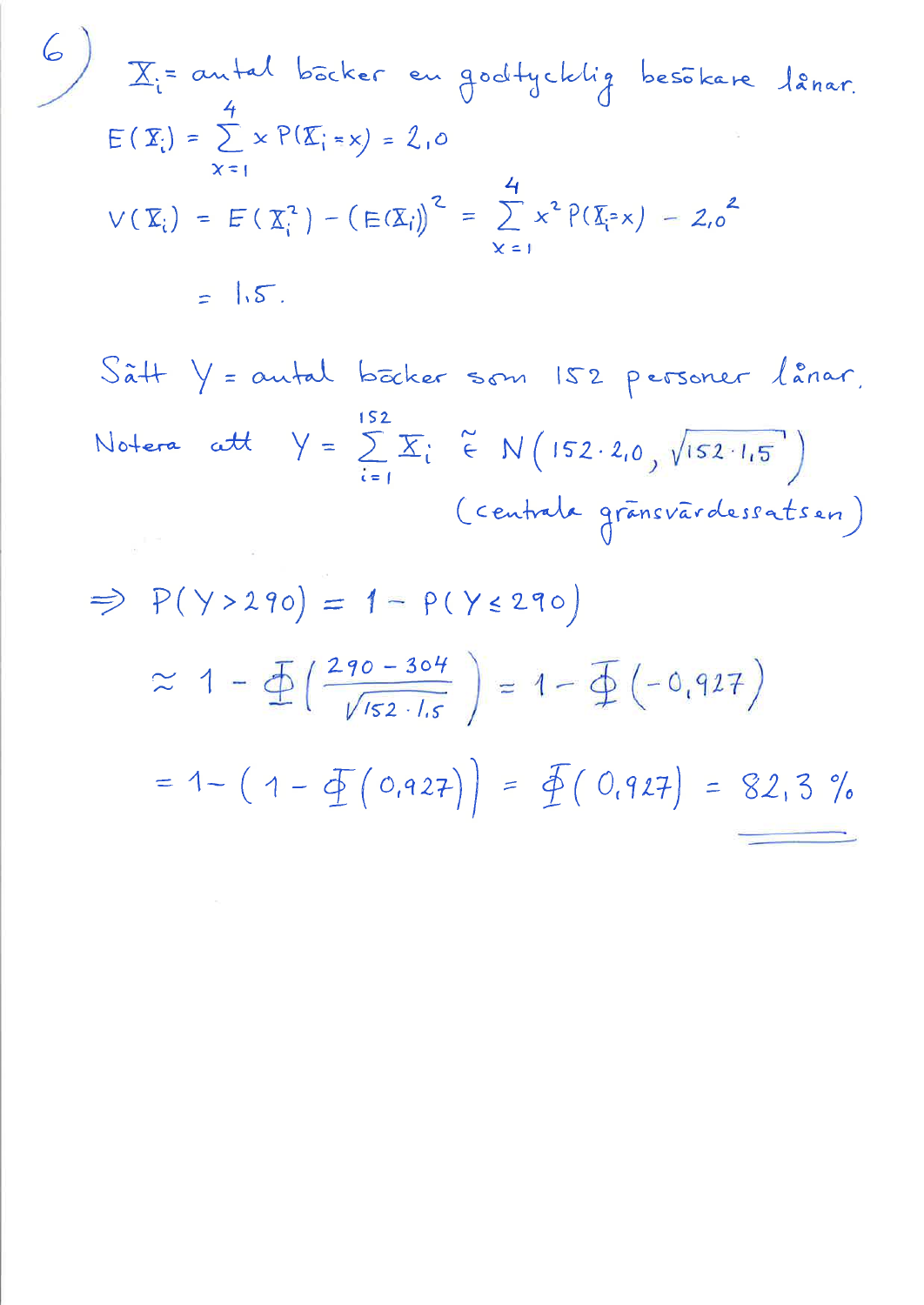6) $X_i$ = antal böcker en godtycklig besökare lånar.

$$E(X_i) = \sum_{x=1}^{4} x P(X_i = x) = 2{,}0$$

$$V(X_i) = E(X_i^2) - (E(X_i))^2 = \sum_{x=1}^{4} x^2 P(X_i = x) - 2{,}0^2$$

$$= 1{,}5.$$

Sätt $Y$ = antal böcker som 152 personer lånar.

Notera att $Y = \sum_{i=1}^{152} X_i \overset{\sim}{\in} N\left(152 \cdot 2{,}0, \sqrt{152 \cdot 1{,}5}\right)$

(centrala gränsvärdessatsen)

$$\Rightarrow P(Y > 290) = 1 - P(Y \leq 290)$$

$$\approx 1 - \Phi\left(\frac{290 - 304}{\sqrt{152 \cdot 1{,}5}}\right) = 1 - \Phi(-0{,}927)$$

$$= 1 - (1 - \Phi(0{,}927)) = \Phi(0{,}927) = \underline{\underline{82{,}3\ \%}}$$